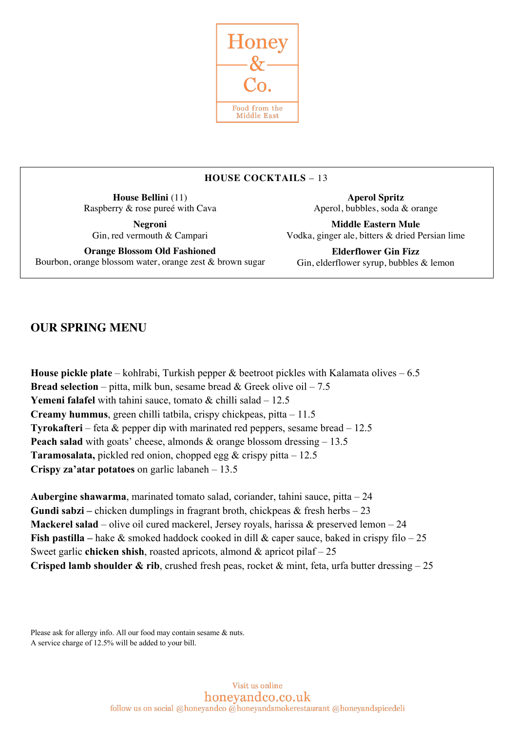# Honey & Co.

Food from the Middle East

**HOUSE COCKTAILS** – 13

**House Bellini** (11)
Raspberry & rose pureé with Cava

**Negroni**
Gin, red vermouth & Campari

**Orange Blossom Old Fashioned**
Bourbon, orange blossom water, orange zest & brown sugar

**Aperol Spritz**
Aperol, bubbles, soda & orange

**Middle Eastern Mule**
Vodka, ginger ale, bitters & dried Persian lime

**Elderflower Gin Fizz**
Gin, elderflower syrup, bubbles & lemon

## OUR SPRING MENU

**House pickle plate** – kohlrabi, Turkish pepper & beetroot pickles with Kalamata olives – 6.5
**Bread selection** – pitta, milk bun, sesame bread & Greek olive oil – 7.5
**Yemeni falafel** with tahini sauce, tomato & chilli salad – 12.5
**Creamy hummus**, green chilli tatbila, crispy chickpeas, pitta – 11.5
**Tyrokafteri** – feta & pepper dip with marinated red peppers, sesame bread – 12.5
**Peach salad** with goats' cheese, almonds & orange blossom dressing – 13.5
**Taramosalata,** pickled red onion, chopped egg & crispy pitta – 12.5
**Crispy za'atar potatoes** on garlic labaneh – 13.5

**Aubergine shawarma**, marinated tomato salad, coriander, tahini sauce, pitta – 24
**Gundi sabzi –** chicken dumplings in fragrant broth, chickpeas & fresh herbs – 23
**Mackerel salad** – olive oil cured mackerel, Jersey royals, harissa & preserved lemon – 24
**Fish pastilla –** hake & smoked haddock cooked in dill & caper sauce, baked in crispy filo – 25
Sweet garlic **chicken shish**, roasted apricots, almond & apricot pilaf – 25
**Crisped lamb shoulder & rib**, crushed fresh peas, rocket & mint, feta, urfa butter dressing – 25

Please ask for allergy info. All our food may contain sesame & nuts.
A service charge of 12.5% will be added to your bill.

Visit us online
honeyandco.co.uk
follow us on social @honeyandco @honeyandsmokerestaurant @honeyandspicedeli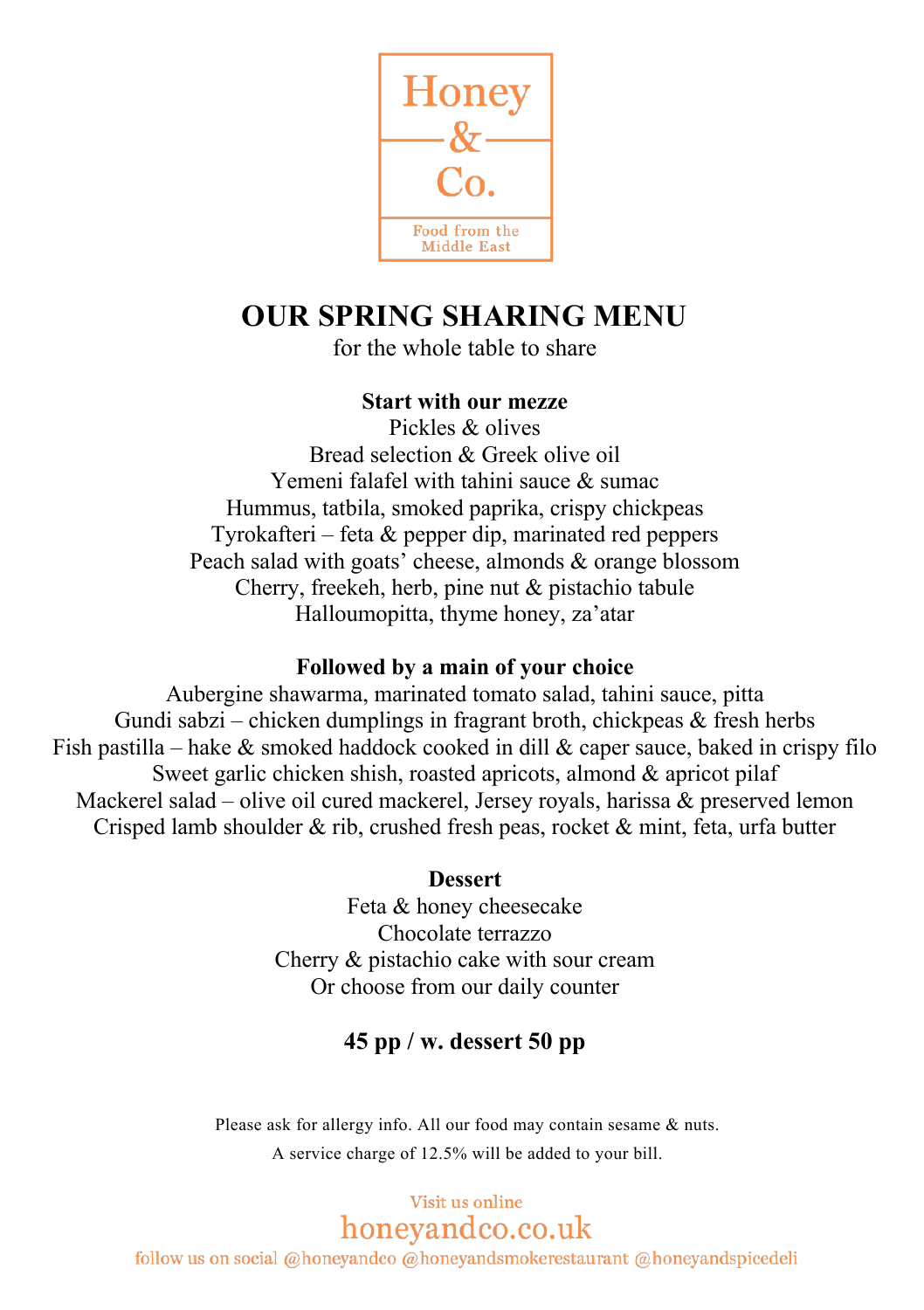Honey & Co.

Food from the Middle East

# OUR SPRING SHARING MENU

for the whole table to share

**Start with our mezze**

Pickles & olives
Bread selection & Greek olive oil
Yemeni falafel with tahini sauce & sumac
Hummus, tatbila, smoked paprika, crispy chickpeas
Tyrokafteri – feta & pepper dip, marinated red peppers
Peach salad with goats' cheese, almonds & orange blossom
Cherry, freekeh, herb, pine nut & pistachio tabule
Halloumopitta, thyme honey, za'atar

**Followed by a main of your choice**

Aubergine shawarma, marinated tomato salad, tahini sauce, pitta
Gundi sabzi – chicken dumplings in fragrant broth, chickpeas & fresh herbs
Fish pastilla – hake & smoked haddock cooked in dill & caper sauce, baked in crispy filo
Sweet garlic chicken shish, roasted apricots, almond & apricot pilaf
Mackerel salad – olive oil cured mackerel, Jersey royals, harissa & preserved lemon
Crisped lamb shoulder & rib, crushed fresh peas, rocket & mint, feta, urfa butter

**Dessert**

Feta & honey cheesecake
Chocolate terrazzo
Cherry & pistachio cake with sour cream
Or choose from our daily counter

**45 pp / w. dessert 50 pp**

Please ask for allergy info. All our food may contain sesame & nuts.

A service charge of 12.5% will be added to your bill.

Visit us online

honeyandco.co.uk

follow us on social @honeyandco @honeyandsmokerestaurant @honeyandspicedeli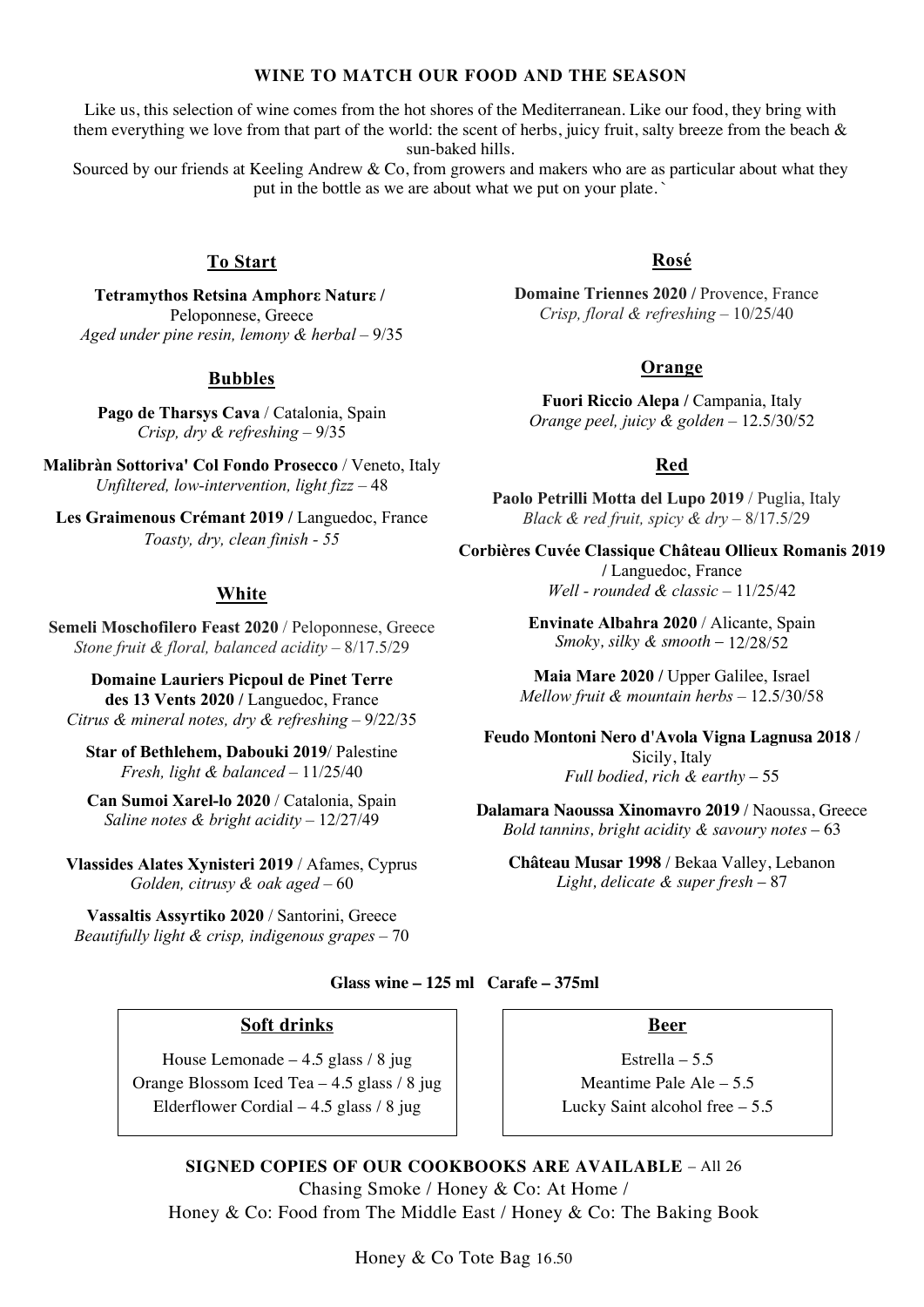## WINE TO MATCH OUR FOOD AND THE SEASON

Like us, this selection of wine comes from the hot shores of the Mediterranean. Like our food, they bring with them everything we love from that part of the world: the scent of herbs, juicy fruit, salty breeze from the beach & sun-baked hills.

Sourced by our friends at Keeling Andrew & Co, from growers and makers who are as particular about what they put in the bottle as we are about what we put on your plate.`

### To Start

**Tetramythos Retsina Amphorɛ Naturɛ /** Peloponnese, Greece
*Aged under pine resin, lemony & herbal* – 9/35

### Bubbles

**Pago de Tharsys Cava** / Catalonia, Spain
*Crisp, dry & refreshing* – 9/35

**Malibràn Sottoriva' Col Fondo Prosecco** / Veneto, Italy
*Unfiltered, low-intervention, light fizz* – 48

**Les Graimenous Crémant 2019 /** Languedoc, France
*Toasty, dry, clean finish - 55*

### White

**Semeli Moschofilero Feast 2020** / Peloponnese, Greece
*Stone fruit & floral, balanced acidity* – 8/17.5/29

**Domaine Lauriers Picpoul de Pinet Terre des 13 Vents 2020 /** Languedoc, France
*Citrus & mineral notes, dry & refreshing* – 9/22/35

**Star of Bethlehem, Dabouki 2019**/ Palestine
*Fresh, light & balanced* – 11/25/40

**Can Sumoi Xarel-lo 2020** / Catalonia, Spain
*Saline notes & bright acidity* – 12/27/49

**Vlassides Alates Xynisteri 2019** / Afames, Cyprus
*Golden, citrusy & oak aged* – 60

**Vassaltis Assyrtiko 2020** / Santorini, Greece
*Beautifully light & crisp, indigenous grapes* – 70

### Rosé

**Domaine Triennes 2020 /** Provence, France
*Crisp, floral & refreshing* – 10/25/40

### Orange

**Fuori Riccio Alepa /** Campania, Italy
*Orange peel, juicy & golden* – 12.5/30/52

### Red

**Paolo Petrilli Motta del Lupo 2019** / Puglia, Italy
*Black & red fruit, spicy & dry* – 8/17.5/29

**Corbières Cuvée Classique Château Ollieux Romanis 2019 /** Languedoc, France
*Well - rounded & classic* – 11/25/42

**Envinate Albahra 2020** / Alicante, Spain
*Smoky, silky & smooth* – 12/28/52

**Maia Mare 2020 /** Upper Galilee, Israel
*Mellow fruit & mountain herbs* – 12.5/30/58

**Feudo Montoni Nero d'Avola Vigna Lagnusa 2018 /** Sicily, Italy
*Full bodied, rich & earthy* – 55

**Dalamara Naoussa Xinomavro 2019 /** Naoussa, Greece
*Bold tannins, bright acidity & savoury notes* – 63

**Château Musar 1998 /** Bekaa Valley, Lebanon
*Light, delicate & super fresh* – 87

**Glass wine – 125 ml Carafe – 375ml**

### Soft drinks

House Lemonade – 4.5 glass / 8 jug
Orange Blossom Iced Tea – 4.5 glass / 8 jug
Elderflower Cordial – 4.5 glass / 8 jug

### Beer

Estrella – 5.5
Meantime Pale Ale – 5.5
Lucky Saint alcohol free – 5.5

**SIGNED COPIES OF OUR COOKBOOKS ARE AVAILABLE** – All 26
Chasing Smoke / Honey & Co: At Home /
Honey & Co: Food from The Middle East / Honey & Co: The Baking Book

Honey & Co Tote Bag 16.50